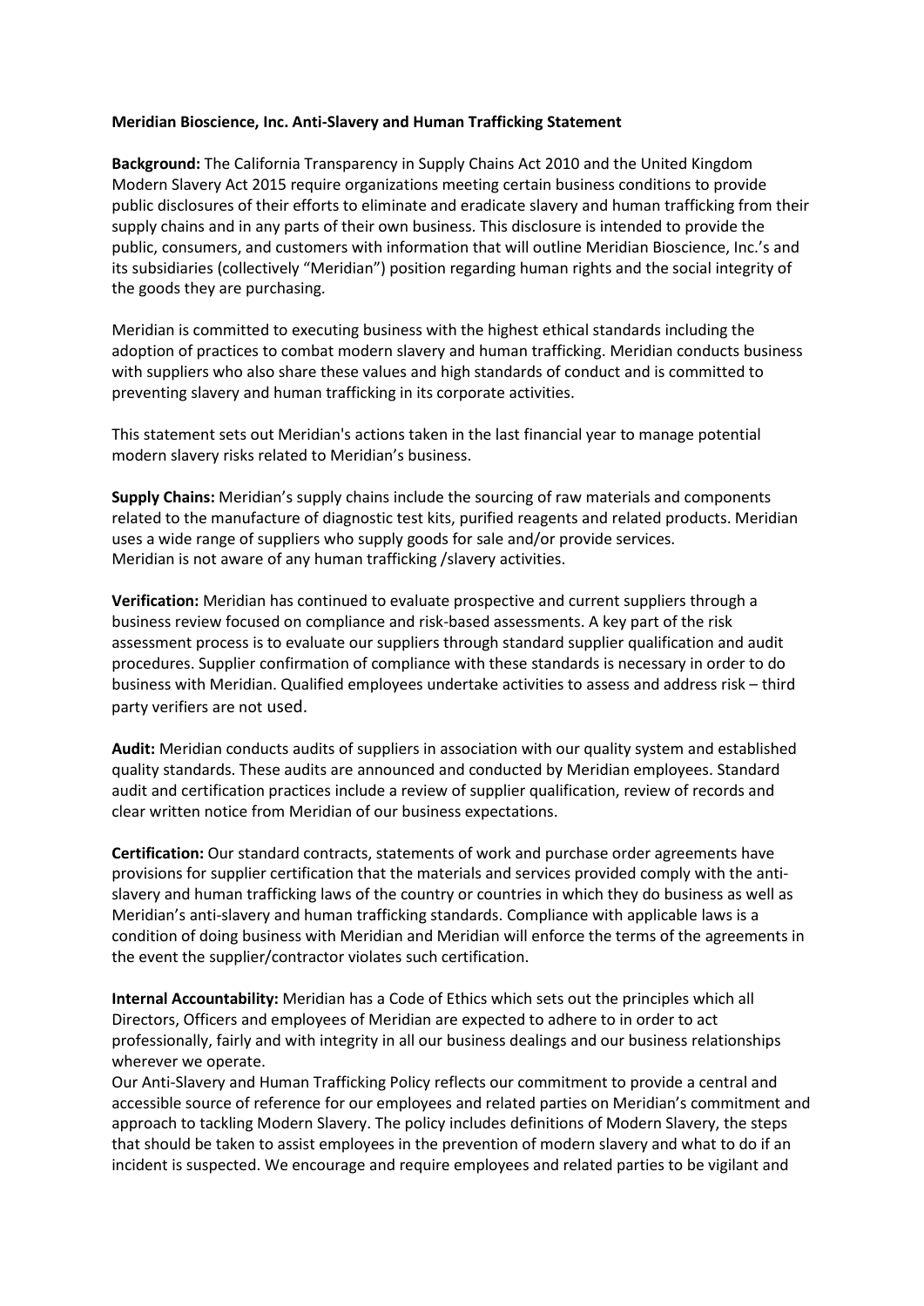**Meridian Bioscience, Inc. Anti-Slavery and Human Trafficking Statement**

**Background:** The California Transparency in Supply Chains Act 2010 and the United Kingdom Modern Slavery Act 2015 require organizations meeting certain business conditions to provide public disclosures of their efforts to eliminate and eradicate slavery and human trafficking from their supply chains and in any parts of their own business. This disclosure is intended to provide the public, consumers, and customers with information that will outline Meridian Bioscience, Inc.'s and its subsidiaries (collectively "Meridian") position regarding human rights and the social integrity of the goods they are purchasing.

Meridian is committed to executing business with the highest ethical standards including the adoption of practices to combat modern slavery and human trafficking. Meridian conducts business with suppliers who also share these values and high standards of conduct and is committed to preventing slavery and human trafficking in its corporate activities.

This statement sets out Meridian's actions taken in the last financial year to manage potential modern slavery risks related to Meridian's business.

**Supply Chains:** Meridian's supply chains include the sourcing of raw materials and components related to the manufacture of diagnostic test kits, purified reagents and related products. Meridian uses a wide range of suppliers who supply goods for sale and/or provide services.
Meridian is not aware of any human trafficking /slavery activities.

**Verification:** Meridian has continued to evaluate prospective and current suppliers through a business review focused on compliance and risk-based assessments. A key part of the risk assessment process is to evaluate our suppliers through standard supplier qualification and audit procedures. Supplier confirmation of compliance with these standards is necessary in order to do business with Meridian. Qualified employees undertake activities to assess and address risk – third party verifiers are not used.

**Audit:** Meridian conducts audits of suppliers in association with our quality system and established quality standards. These audits are announced and conducted by Meridian employees. Standard audit and certification practices include a review of supplier qualification, review of records and clear written notice from Meridian of our business expectations.

**Certification:** Our standard contracts, statements of work and purchase order agreements have provisions for supplier certification that the materials and services provided comply with the anti-slavery and human trafficking laws of the country or countries in which they do business as well as Meridian's anti-slavery and human trafficking standards. Compliance with applicable laws is a condition of doing business with Meridian and Meridian will enforce the terms of the agreements in the event the supplier/contractor violates such certification.

**Internal Accountability:** Meridian has a Code of Ethics which sets out the principles which all Directors, Officers and employees of Meridian are expected to adhere to in order to act professionally, fairly and with integrity in all our business dealings and our business relationships wherever we operate.
Our Anti-Slavery and Human Trafficking Policy reflects our commitment to provide a central and accessible source of reference for our employees and related parties on Meridian's commitment and approach to tackling Modern Slavery. The policy includes definitions of Modern Slavery, the steps that should be taken to assist employees in the prevention of modern slavery and what to do if an incident is suspected. We encourage and require employees and related parties to be vigilant and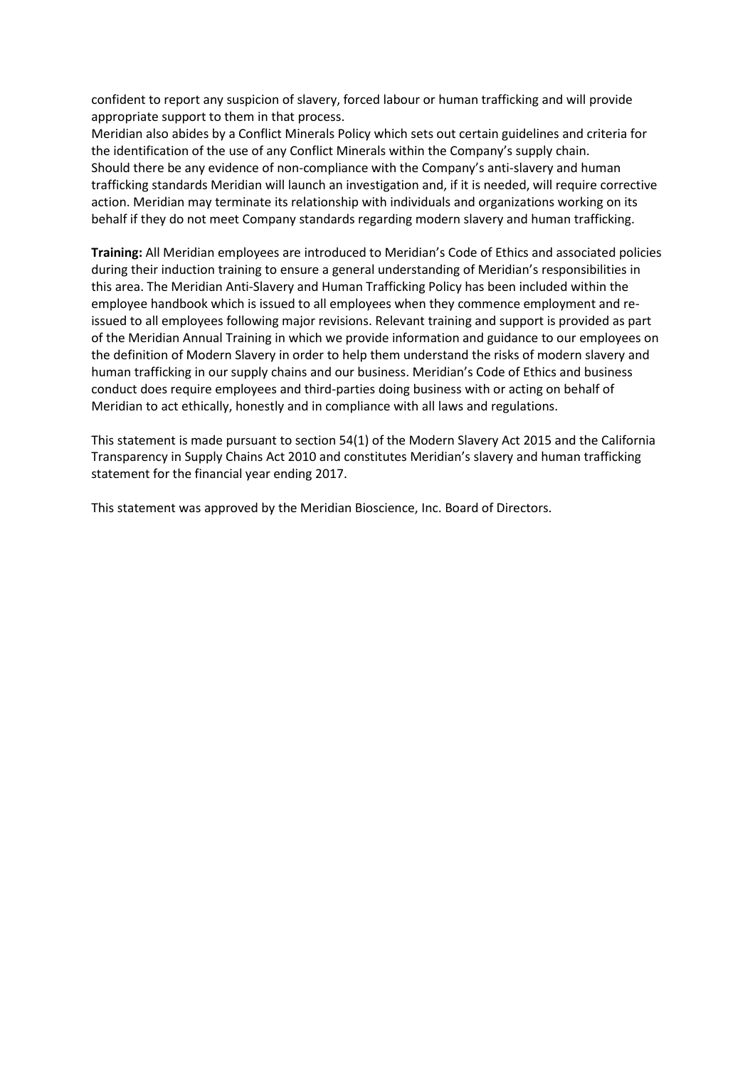confident to report any suspicion of slavery, forced labour or human trafficking and will provide appropriate support to them in that process.
Meridian also abides by a Conflict Minerals Policy which sets out certain guidelines and criteria for the identification of the use of any Conflict Minerals within the Company's supply chain.
Should there be any evidence of non-compliance with the Company's anti-slavery and human trafficking standards Meridian will launch an investigation and, if it is needed, will require corrective action. Meridian may terminate its relationship with individuals and organizations working on its behalf if they do not meet Company standards regarding modern slavery and human trafficking.

**Training:** All Meridian employees are introduced to Meridian's Code of Ethics and associated policies during their induction training to ensure a general understanding of Meridian's responsibilities in this area. The Meridian Anti-Slavery and Human Trafficking Policy has been included within the employee handbook which is issued to all employees when they commence employment and re-issued to all employees following major revisions. Relevant training and support is provided as part of the Meridian Annual Training in which we provide information and guidance to our employees on the definition of Modern Slavery in order to help them understand the risks of modern slavery and human trafficking in our supply chains and our business. Meridian's Code of Ethics and business conduct does require employees and third-parties doing business with or acting on behalf of Meridian to act ethically, honestly and in compliance with all laws and regulations.

This statement is made pursuant to section 54(1) of the Modern Slavery Act 2015 and the California Transparency in Supply Chains Act 2010 and constitutes Meridian's slavery and human trafficking statement for the financial year ending 2017.

This statement was approved by the Meridian Bioscience, Inc. Board of Directors.